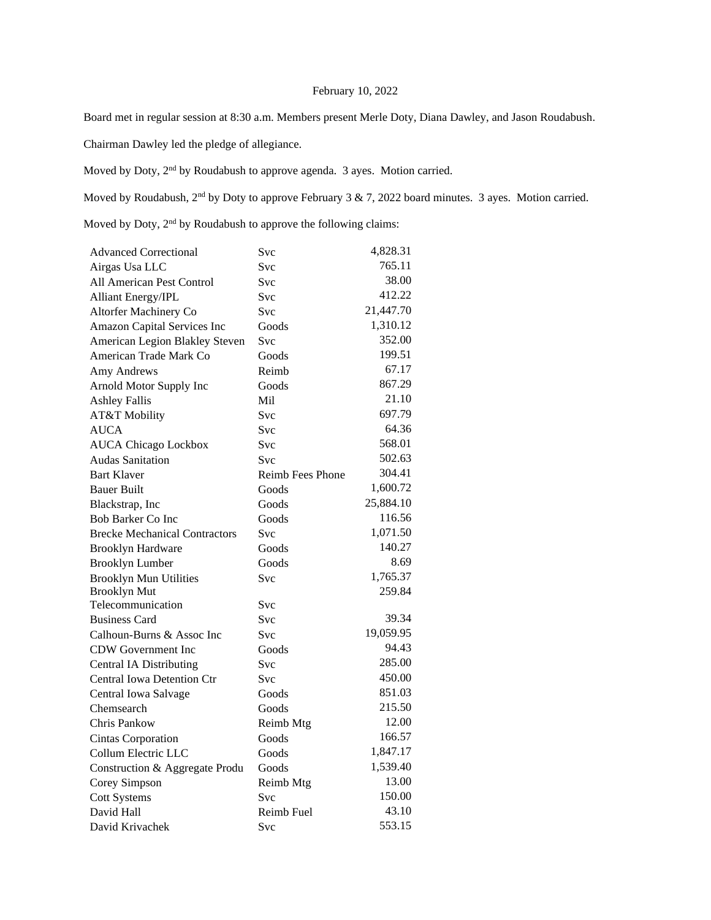February 10, 2022

Board met in regular session at 8:30 a.m. Members present Merle Doty, Diana Dawley, and Jason Roudabush.

Chairman Dawley led the pledge of allegiance.

Moved by Doty, 2nd by Roudabush to approve agenda. 3 ayes. Motion carried.

Moved by Roudabush, 2nd by Doty to approve February 3 & 7, 2022 board minutes. 3 ayes. Motion carried.

Moved by Doty, 2nd by Roudabush to approve the following claims:

| | | |
|---|---|---|
| Advanced Correctional | Svc | 4,828.31 |
| Airgas Usa LLC | Svc | 765.11 |
| All American Pest Control | Svc | 38.00 |
| Alliant Energy/IPL | Svc | 412.22 |
| Altorfer Machinery Co | Svc | 21,447.70 |
| Amazon Capital Services Inc | Goods | 1,310.12 |
| American Legion Blakley Steven | Svc | 352.00 |
| American Trade Mark Co | Goods | 199.51 |
| Amy Andrews | Reimb | 67.17 |
| Arnold Motor Supply Inc | Goods | 867.29 |
| Ashley Fallis | Mil | 21.10 |
| AT&T Mobility | Svc | 697.79 |
| AUCA | Svc | 64.36 |
| AUCA Chicago Lockbox | Svc | 568.01 |
| Audas Sanitation | Svc | 502.63 |
| Bart Klaver | Reimb Fees Phone | 304.41 |
| Bauer Built | Goods | 1,600.72 |
| Blackstrap, Inc | Goods | 25,884.10 |
| Bob Barker Co Inc | Goods | 116.56 |
| Brecke Mechanical Contractors | Svc | 1,071.50 |
| Brooklyn Hardware | Goods | 140.27 |
| Brooklyn Lumber | Goods | 8.69 |
| Brooklyn Mun Utilities | Svc | 1,765.37 |
| Brooklyn Mut Telecommunication | Svc | 259.84 |
| Business Card | Svc | 39.34 |
| Calhoun-Burns & Assoc Inc | Svc | 19,059.95 |
| CDW Government Inc | Goods | 94.43 |
| Central IA Distributing | Svc | 285.00 |
| Central Iowa Detention Ctr | Svc | 450.00 |
| Central Iowa Salvage | Goods | 851.03 |
| Chemsearch | Goods | 215.50 |
| Chris Pankow | Reimb Mtg | 12.00 |
| Cintas Corporation | Goods | 166.57 |
| Collum Electric LLC | Goods | 1,847.17 |
| Construction & Aggregate Produ | Goods | 1,539.40 |
| Corey Simpson | Reimb Mtg | 13.00 |
| Cott Systems | Svc | 150.00 |
| David Hall | Reimb Fuel | 43.10 |
| David Krivachek | Svc | 553.15 |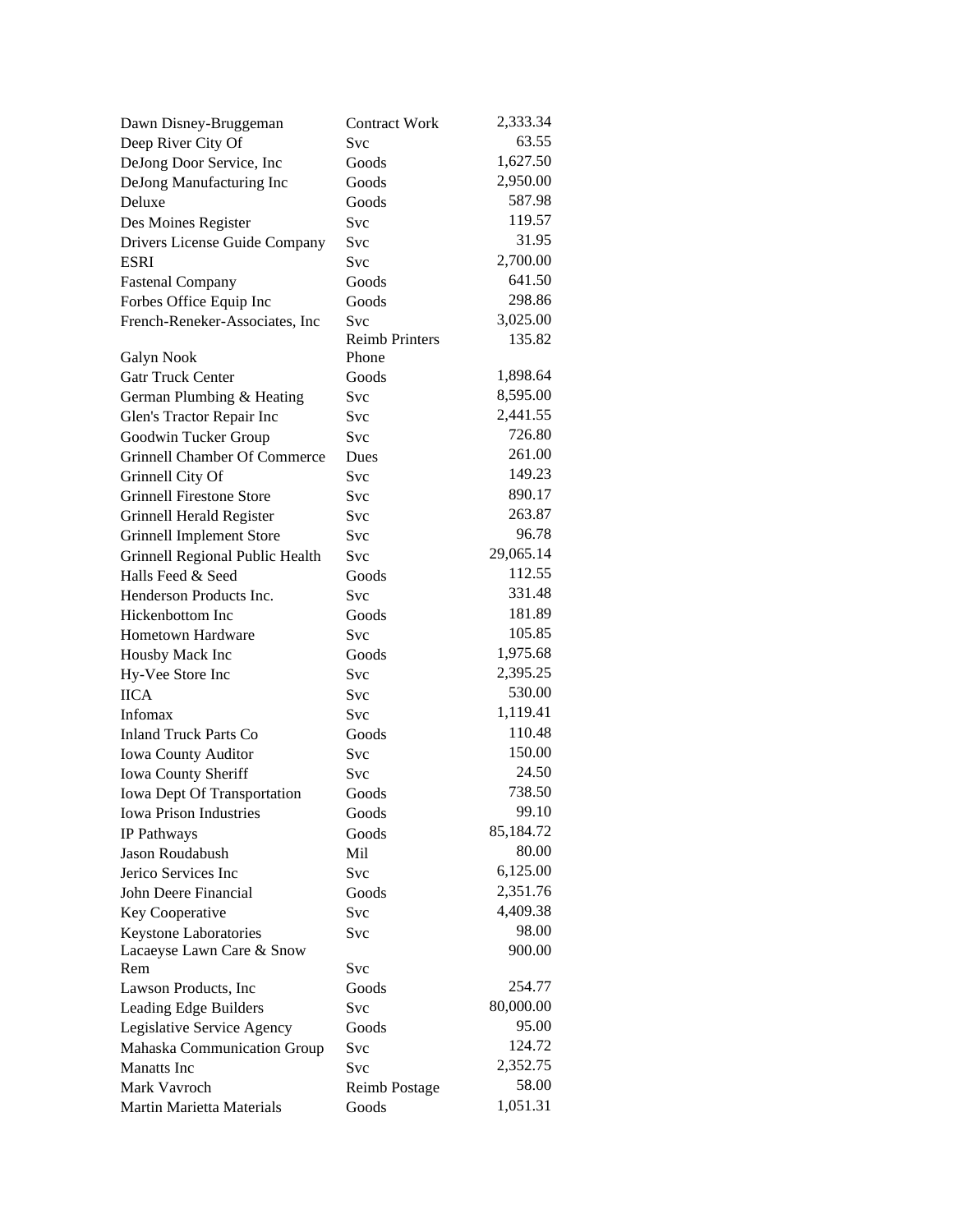| | | |
|---|---|---|
| Dawn Disney-Bruggeman | Contract Work | 2,333.34 |
| Deep River City Of | Svc | 63.55 |
| DeJong Door Service, Inc | Goods | 1,627.50 |
| DeJong Manufacturing Inc | Goods | 2,950.00 |
| Deluxe | Goods | 587.98 |
| Des Moines Register | Svc | 119.57 |
| Drivers License Guide Company | Svc | 31.95 |
| ESRI | Svc | 2,700.00 |
| Fastenal Company | Goods | 641.50 |
| Forbes Office Equip Inc | Goods | 298.86 |
| French-Reneker-Associates, Inc | Svc | 3,025.00 |
| Galyn Nook | Reimb Printers Phone | 135.82 |
| Gatr Truck Center | Goods | 1,898.64 |
| German Plumbing & Heating | Svc | 8,595.00 |
| Glen's Tractor Repair Inc | Svc | 2,441.55 |
| Goodwin Tucker Group | Svc | 726.80 |
| Grinnell Chamber Of Commerce | Dues | 261.00 |
| Grinnell City Of | Svc | 149.23 |
| Grinnell Firestone Store | Svc | 890.17 |
| Grinnell Herald Register | Svc | 263.87 |
| Grinnell Implement Store | Svc | 96.78 |
| Grinnell Regional Public Health | Svc | 29,065.14 |
| Halls Feed & Seed | Goods | 112.55 |
| Henderson Products Inc. | Svc | 331.48 |
| Hickenbottom Inc | Goods | 181.89 |
| Hometown Hardware | Svc | 105.85 |
| Housby Mack Inc | Goods | 1,975.68 |
| Hy-Vee Store Inc | Svc | 2,395.25 |
| IICA | Svc | 530.00 |
| Infomax | Svc | 1,119.41 |
| Inland Truck Parts Co | Goods | 110.48 |
| Iowa County Auditor | Svc | 150.00 |
| Iowa County Sheriff | Svc | 24.50 |
| Iowa Dept Of Transportation | Goods | 738.50 |
| Iowa Prison Industries | Goods | 99.10 |
| IP Pathways | Goods | 85,184.72 |
| Jason Roudabush | Mil | 80.00 |
| Jerico Services Inc | Svc | 6,125.00 |
| John Deere Financial | Goods | 2,351.76 |
| Key Cooperative | Svc | 4,409.38 |
| Keystone Laboratories | Svc | 98.00 |
| Lacaeyse Lawn Care & Snow Rem | Svc | 900.00 |
| Lawson Products, Inc | Goods | 254.77 |
| Leading Edge Builders | Svc | 80,000.00 |
| Legislative Service Agency | Goods | 95.00 |
| Mahaska Communication Group | Svc | 124.72 |
| Manatts Inc | Svc | 2,352.75 |
| Mark Vavroch | Reimb Postage | 58.00 |
| Martin Marietta Materials | Goods | 1,051.31 |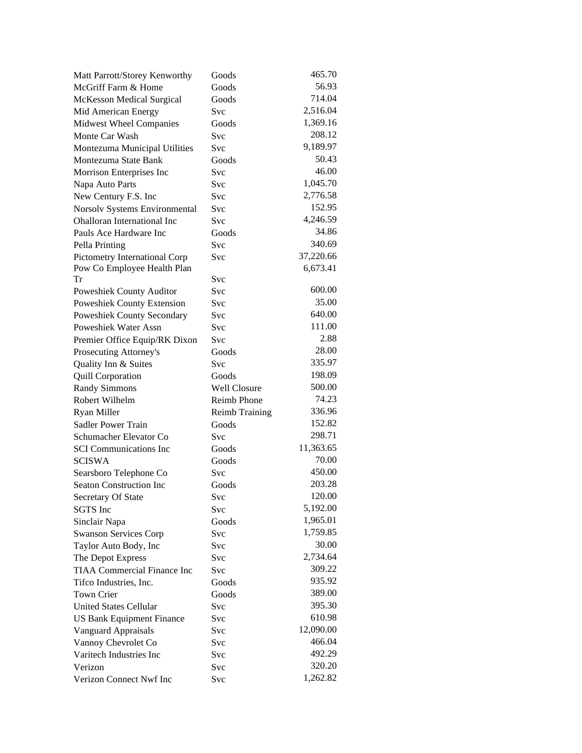| | | |
|---|---|---|
| Matt Parrott/Storey Kenworthy | Goods | 465.70 |
| McGriff Farm & Home | Goods | 56.93 |
| McKesson Medical Surgical | Goods | 714.04 |
| Mid American Energy | Svc | 2,516.04 |
| Midwest Wheel Companies | Goods | 1,369.16 |
| Monte Car Wash | Svc | 208.12 |
| Montezuma Municipal Utilities | Svc | 9,189.97 |
| Montezuma State Bank | Goods | 50.43 |
| Morrison Enterprises Inc | Svc | 46.00 |
| Napa Auto Parts | Svc | 1,045.70 |
| New Century F.S. Inc | Svc | 2,776.58 |
| Norsolv Systems Environmental | Svc | 152.95 |
| Ohalloran International Inc | Svc | 4,246.59 |
| Pauls Ace Hardware Inc | Goods | 34.86 |
| Pella Printing | Svc | 340.69 |
| Pictometry International Corp | Svc | 37,220.66 |
| Pow Co Employee Health Plan Tr | Svc | 6,673.41 |
| Poweshiek County Auditor | Svc | 600.00 |
| Poweshiek County Extension | Svc | 35.00 |
| Poweshiek County Secondary | Svc | 640.00 |
| Poweshiek Water Assn | Svc | 111.00 |
| Premier Office Equip/RK Dixon | Svc | 2.88 |
| Prosecuting Attorney's | Goods | 28.00 |
| Quality Inn & Suites | Svc | 335.97 |
| Quill Corporation | Goods | 198.09 |
| Randy Simmons | Well Closure | 500.00 |
| Robert Wilhelm | Reimb Phone | 74.23 |
| Ryan Miller | Reimb Training | 336.96 |
| Sadler Power Train | Goods | 152.82 |
| Schumacher Elevator Co | Svc | 298.71 |
| SCI Communications Inc | Goods | 11,363.65 |
| SCISWA | Goods | 70.00 |
| Searsboro Telephone Co | Svc | 450.00 |
| Seaton Construction Inc | Goods | 203.28 |
| Secretary Of State | Svc | 120.00 |
| SGTS Inc | Svc | 5,192.00 |
| Sinclair Napa | Goods | 1,965.01 |
| Swanson Services Corp | Svc | 1,759.85 |
| Taylor Auto Body, Inc | Svc | 30.00 |
| The Depot Express | Svc | 2,734.64 |
| TIAA Commercial Finance Inc | Svc | 309.22 |
| Tifco Industries, Inc. | Goods | 935.92 |
| Town Crier | Goods | 389.00 |
| United States Cellular | Svc | 395.30 |
| US Bank Equipment Finance | Svc | 610.98 |
| Vanguard Appraisals | Svc | 12,090.00 |
| Vannoy Chevrolet Co | Svc | 466.04 |
| Varitech Industries Inc | Svc | 492.29 |
| Verizon | Svc | 320.20 |
| Verizon Connect Nwf Inc | Svc | 1,262.82 |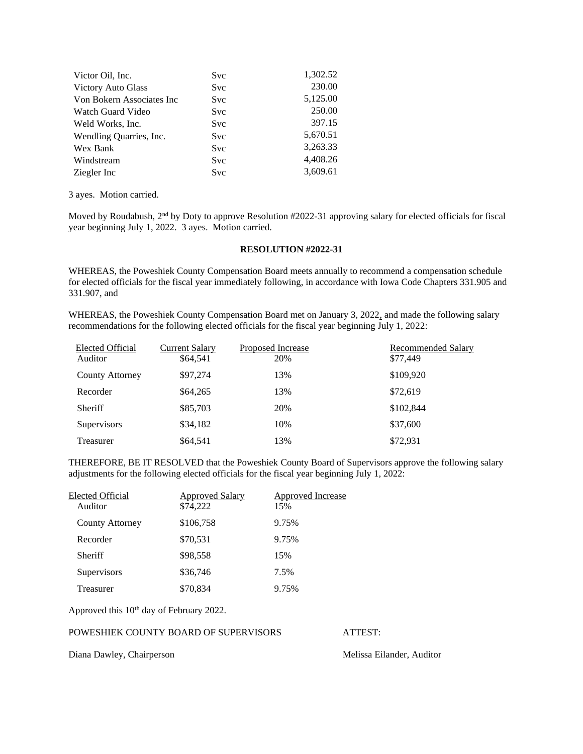| | | |
|---|---|---|
| Victor Oil, Inc. | Svc | 1,302.52 |
| Victory Auto Glass | Svc | 230.00 |
| Von Bokern Associates Inc | Svc | 5,125.00 |
| Watch Guard Video | Svc | 250.00 |
| Weld Works, Inc. | Svc | 397.15 |
| Wendling Quarries, Inc. | Svc | 5,670.51 |
| Wex Bank | Svc | 3,263.33 |
| Windstream | Svc | 4,408.26 |
| Ziegler Inc | Svc | 3,609.61 |

3 ayes. Motion carried.

Moved by Roudabush, 2nd by Doty to approve Resolution #2022-31 approving salary for elected officials for fiscal year beginning July 1, 2022. 3 ayes. Motion carried.

**RESOLUTION #2022-31**

WHEREAS, the Poweshiek County Compensation Board meets annually to recommend a compensation schedule for elected officials for the fiscal year immediately following, in accordance with Iowa Code Chapters 331.905 and 331.907, and

WHEREAS, the Poweshiek County Compensation Board met on January 3, 2022, and made the following salary recommendations for the following elected officials for the fiscal year beginning July 1, 2022:

| Elected Official | Current Salary | Proposed Increase | Recommended Salary |
|---|---|---|---|
| Auditor | \$64,541 | 20% | \$77,449 |
| County Attorney | \$97,274 | 13% | \$109,920 |
| Recorder | \$64,265 | 13% | \$72,619 |
| Sheriff | \$85,703 | 20% | \$102,844 |
| Supervisors | \$34,182 | 10% | \$37,600 |
| Treasurer | \$64,541 | 13% | \$72,931 |

THEREFORE, BE IT RESOLVED that the Poweshiek County Board of Supervisors approve the following salary adjustments for the following elected officials for the fiscal year beginning July 1, 2022:

| Elected Official | Approved Salary | Approved Increase |
|---|---|---|
| Auditor | \$74,222 | 15% |
| County Attorney | \$106,758 | 9.75% |
| Recorder | \$70,531 | 9.75% |
| Sheriff | \$98,558 | 15% |
| Supervisors | \$36,746 | 7.5% |
| Treasurer | \$70,834 | 9.75% |

Approved this 10th day of February 2022.

POWESHIEK COUNTY BOARD OF SUPERVISORS  ATTEST:

Diana Dawley, Chairperson  Melissa Eilander, Auditor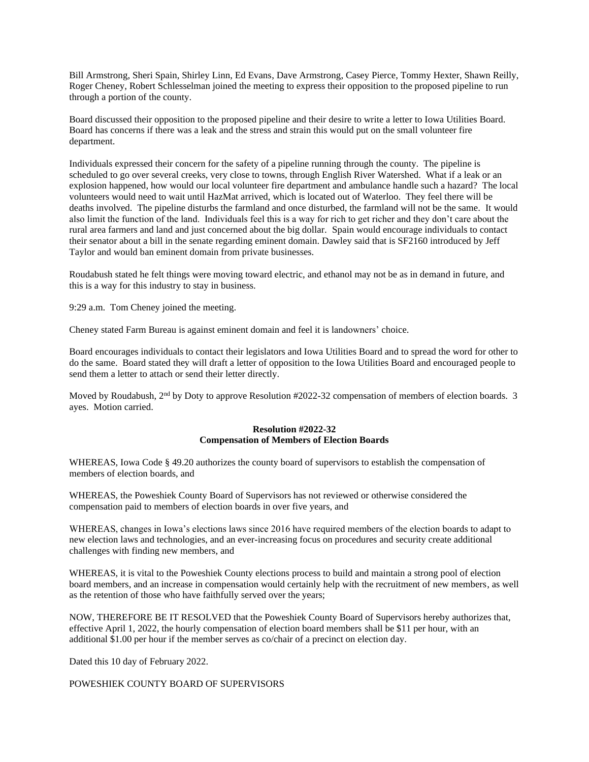Bill Armstrong, Sheri Spain, Shirley Linn, Ed Evans, Dave Armstrong, Casey Pierce, Tommy Hexter, Shawn Reilly, Roger Cheney, Robert Schlesselman joined the meeting to express their opposition to the proposed pipeline to run through a portion of the county.

Board discussed their opposition to the proposed pipeline and their desire to write a letter to Iowa Utilities Board. Board has concerns if there was a leak and the stress and strain this would put on the small volunteer fire department.

Individuals expressed their concern for the safety of a pipeline running through the county. The pipeline is scheduled to go over several creeks, very close to towns, through English River Watershed. What if a leak or an explosion happened, how would our local volunteer fire department and ambulance handle such a hazard? The local volunteers would need to wait until HazMat arrived, which is located out of Waterloo. They feel there will be deaths involved. The pipeline disturbs the farmland and once disturbed, the farmland will not be the same. It would also limit the function of the land. Individuals feel this is a way for rich to get richer and they don't care about the rural area farmers and land and just concerned about the big dollar. Spain would encourage individuals to contact their senator about a bill in the senate regarding eminent domain. Dawley said that is SF2160 introduced by Jeff Taylor and would ban eminent domain from private businesses.

Roudabush stated he felt things were moving toward electric, and ethanol may not be as in demand in future, and this is a way for this industry to stay in business.

9:29 a.m. Tom Cheney joined the meeting.

Cheney stated Farm Bureau is against eminent domain and feel it is landowners' choice.

Board encourages individuals to contact their legislators and Iowa Utilities Board and to spread the word for other to do the same. Board stated they will draft a letter of opposition to the Iowa Utilities Board and encouraged people to send them a letter to attach or send their letter directly.

Moved by Roudabush, 2nd by Doty to approve Resolution #2022-32 compensation of members of election boards. 3 ayes. Motion carried.

**Resolution #2022-32**
**Compensation of Members of Election Boards**

WHEREAS, Iowa Code § 49.20 authorizes the county board of supervisors to establish the compensation of members of election boards, and

WHEREAS, the Poweshiek County Board of Supervisors has not reviewed or otherwise considered the compensation paid to members of election boards in over five years, and

WHEREAS, changes in Iowa's elections laws since 2016 have required members of the election boards to adapt to new election laws and technologies, and an ever-increasing focus on procedures and security create additional challenges with finding new members, and

WHEREAS, it is vital to the Poweshiek County elections process to build and maintain a strong pool of election board members, and an increase in compensation would certainly help with the recruitment of new members, as well as the retention of those who have faithfully served over the years;

NOW, THEREFORE BE IT RESOLVED that the Poweshiek County Board of Supervisors hereby authorizes that, effective April 1, 2022, the hourly compensation of election board members shall be $11 per hour, with an additional $1.00 per hour if the member serves as co/chair of a precinct on election day.

Dated this 10 day of February 2022.

POWESHIEK COUNTY BOARD OF SUPERVISORS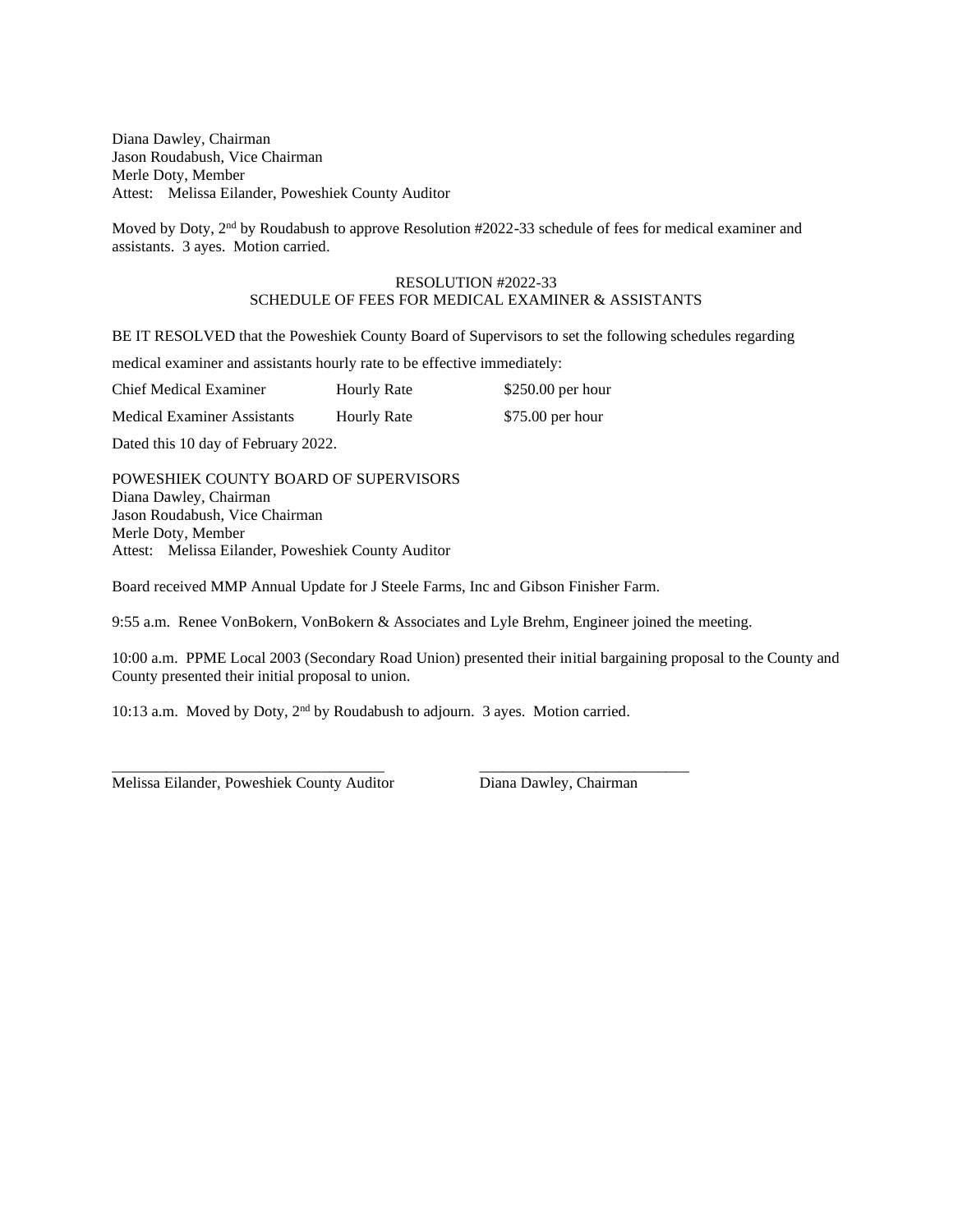Diana Dawley, Chairman
Jason Roudabush, Vice Chairman
Merle Doty, Member
Attest: Melissa Eilander, Poweshiek County Auditor

Moved by Doty, 2nd by Roudabush to approve Resolution #2022-33 schedule of fees for medical examiner and assistants. 3 ayes. Motion carried.

RESOLUTION #2022-33
SCHEDULE OF FEES FOR MEDICAL EXAMINER & ASSISTANTS

BE IT RESOLVED that the Poweshiek County Board of Supervisors to set the following schedules regarding medical examiner and assistants hourly rate to be effective immediately:

| | | |
|---|---|---|
| Chief Medical Examiner | Hourly Rate | $250.00 per hour |
| Medical Examiner Assistants | Hourly Rate | $75.00 per hour |

Dated this 10 day of February 2022.

POWESHIEK COUNTY BOARD OF SUPERVISORS
Diana Dawley, Chairman
Jason Roudabush, Vice Chairman
Merle Doty, Member
Attest: Melissa Eilander, Poweshiek County Auditor

Board received MMP Annual Update for J Steele Farms, Inc and Gibson Finisher Farm.

9:55 a.m. Renee VonBokern, VonBokern & Associates and Lyle Brehm, Engineer joined the meeting.

10:00 a.m. PPME Local 2003 (Secondary Road Union) presented their initial bargaining proposal to the County and County presented their initial proposal to union.

10:13 a.m. Moved by Doty, 2nd by Roudabush to adjourn. 3 ayes. Motion carried.

\_\_\_\_\_\_\_\_\_\_\_\_\_\_\_\_\_\_\_\_\_\_\_\_\_\_\_\_\_\_\_\_\_\_\_\_ \_\_\_\_\_\_\_\_\_\_\_\_\_\_\_\_\_\_\_\_\_\_\_\_\_\_\_\_

Melissa Eilander, Poweshiek County Auditor Diana Dawley, Chairman